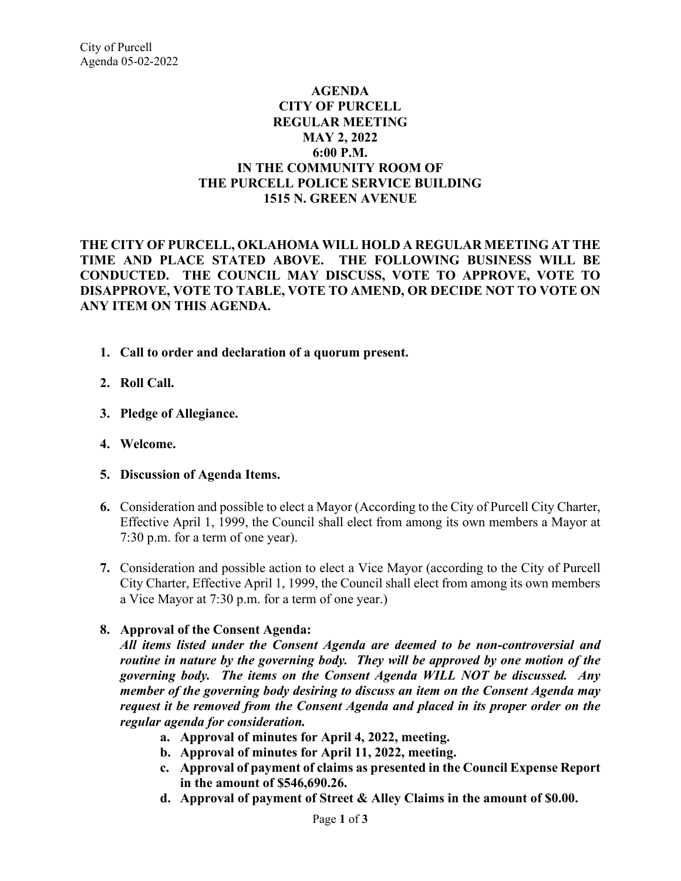# AGENDA
# CITY OF PURCELL
# REGULAR MEETING
# MAY 2, 2022
# 6:00 P.M.
# IN THE COMMUNITY ROOM OF THE PURCELL POLICE SERVICE BUILDING
# 1515 N. GREEN AVENUE

**THE CITY OF PURCELL, OKLAHOMA WILL HOLD A REGULAR MEETING AT THE TIME AND PLACE STATED ABOVE. THE FOLLOWING BUSINESS WILL BE CONDUCTED. THE COUNCIL MAY DISCUSS, VOTE TO APPROVE, VOTE TO DISAPPROVE, VOTE TO TABLE, VOTE TO AMEND, OR DECIDE NOT TO VOTE ON ANY ITEM ON THIS AGENDA.**

1. **Call to order and declaration of a quorum present.**
2. **Roll Call.**
3. **Pledge of Allegiance.**
4. **Welcome.**
5. **Discussion of Agenda Items.**
6. Consideration and possible to elect a Mayor (According to the City of Purcell City Charter, Effective April 1, 1999, the Council shall elect from among its own members a Mayor at 7:30 p.m. for a term of one year).
7. Consideration and possible action to elect a Vice Mayor (according to the City of Purcell City Charter, Effective April 1, 1999, the Council shall elect from among its own members a Vice Mayor at 7:30 p.m. for a term of one year.)
8. **Approval of the Consent Agenda:**
   ***All items listed under the Consent Agenda are deemed to be non-controversial and routine in nature by the governing body. They will be approved by one motion of the governing body. The items on the Consent Agenda WILL NOT be discussed. Any member of the governing body desiring to discuss an item on the Consent Agenda may request it be removed from the Consent Agenda and placed in its proper order on the regular agenda for consideration.***
   a. **Approval of minutes for April 4, 2022, meeting.**
   b. **Approval of minutes for April 11, 2022, meeting.**
   c. **Approval of payment of claims as presented in the Council Expense Report in the amount of $546,690.26.**
   d. **Approval of payment of Street & Alley Claims in the amount of $0.00.**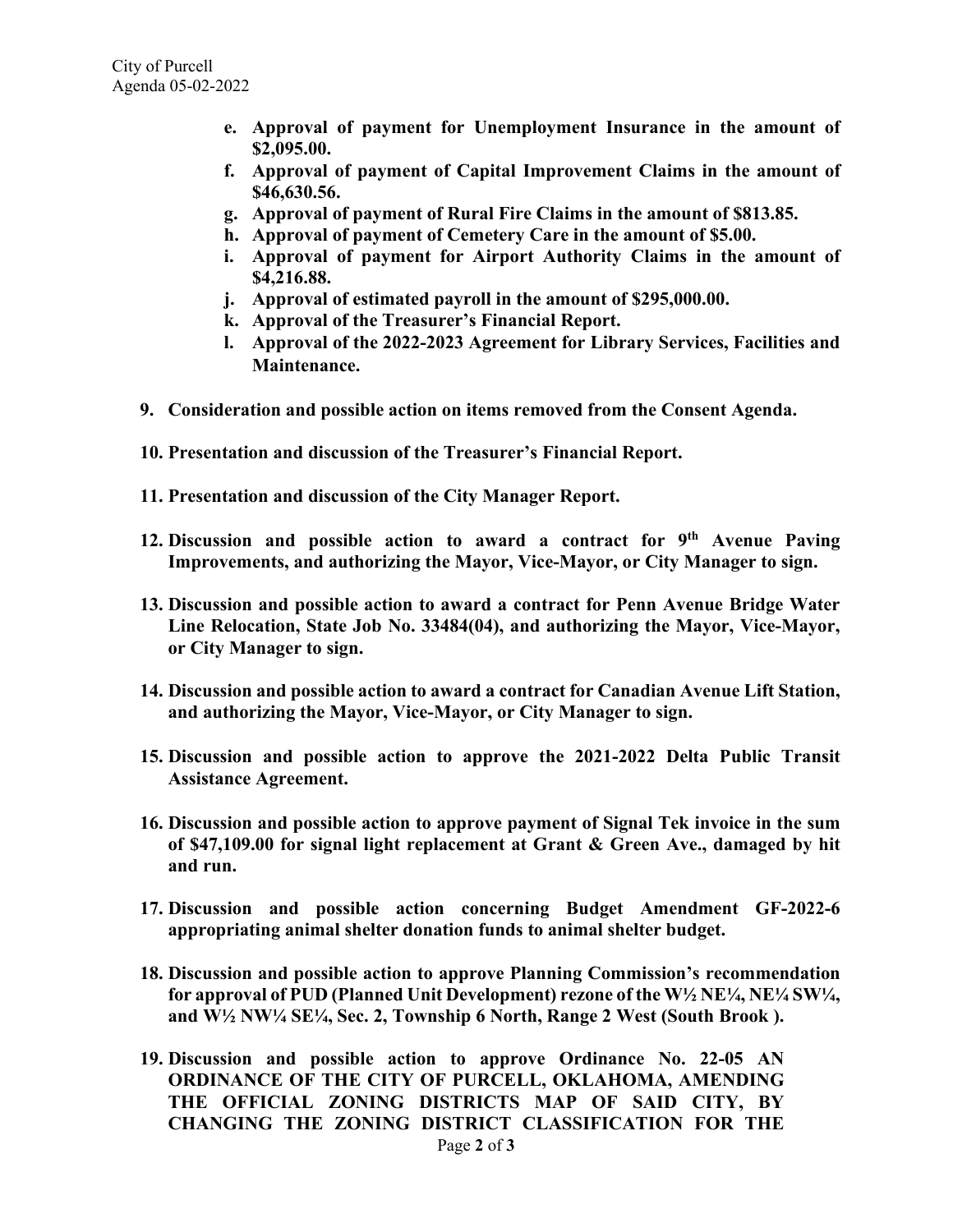- **e. Approval of payment for Unemployment Insurance in the amount of $2,095.00.**
- **f. Approval of payment of Capital Improvement Claims in the amount of $46,630.56.**
- **g. Approval of payment of Rural Fire Claims in the amount of $813.85.**
- **h. Approval of payment of Cemetery Care in the amount of $5.00.**
- **i. Approval of payment for Airport Authority Claims in the amount of $4,216.88.**
- **j. Approval of estimated payroll in the amount of $295,000.00.**
- **k. Approval of the Treasurer's Financial Report.**
- **l. Approval of the 2022-2023 Agreement for Library Services, Facilities and Maintenance.**

**9. Consideration and possible action on items removed from the Consent Agenda.**

**10. Presentation and discussion of the Treasurer's Financial Report.**

**11. Presentation and discussion of the City Manager Report.**

**12. Discussion and possible action to award a contract for 9th Avenue Paving Improvements, and authorizing the Mayor, Vice-Mayor, or City Manager to sign.**

**13. Discussion and possible action to award a contract for Penn Avenue Bridge Water Line Relocation, State Job No. 33484(04), and authorizing the Mayor, Vice-Mayor, or City Manager to sign.**

**14. Discussion and possible action to award a contract for Canadian Avenue Lift Station, and authorizing the Mayor, Vice-Mayor, or City Manager to sign.**

**15. Discussion and possible action to approve the 2021-2022 Delta Public Transit Assistance Agreement.**

**16. Discussion and possible action to approve payment of Signal Tek invoice in the sum of $47,109.00 for signal light replacement at Grant & Green Ave., damaged by hit and run.**

**17. Discussion and possible action concerning Budget Amendment GF-2022-6 appropriating animal shelter donation funds to animal shelter budget.**

**18. Discussion and possible action to approve Planning Commission's recommendation for approval of PUD (Planned Unit Development) rezone of the W½ NE¼, NE¼ SW¼, and W½ NW¼ SE¼, Sec. 2, Township 6 North, Range 2 West (South Brook ).**

**19. Discussion and possible action to approve Ordinance No. 22-05 AN ORDINANCE OF THE CITY OF PURCELL, OKLAHOMA, AMENDING THE OFFICIAL ZONING DISTRICTS MAP OF SAID CITY, BY CHANGING THE ZONING DISTRICT CLASSIFICATION FOR THE**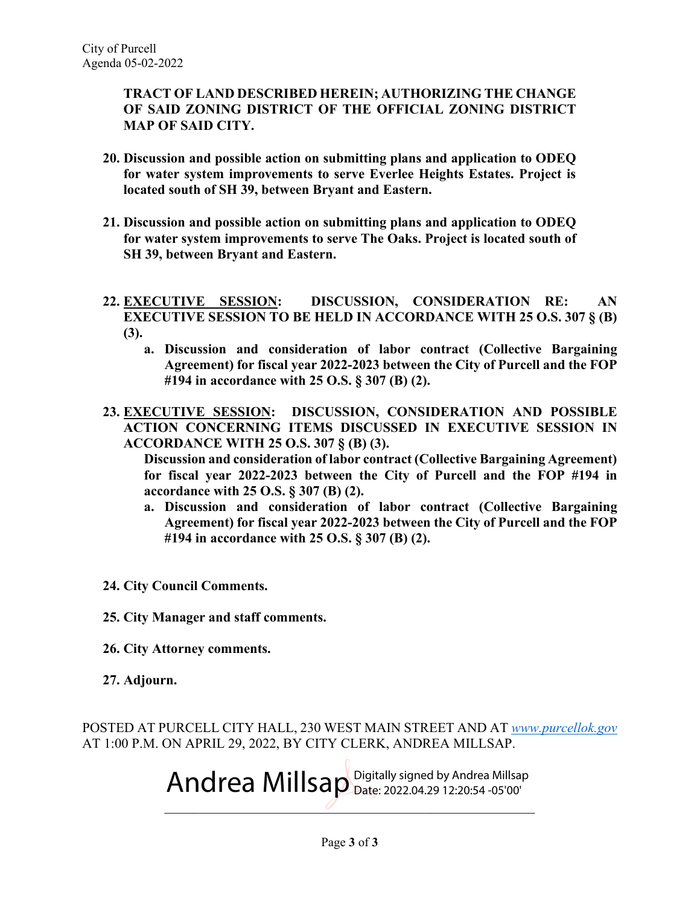**TRACT OF LAND DESCRIBED HEREIN; AUTHORIZING THE CHANGE OF SAID ZONING DISTRICT OF THE OFFICIAL ZONING DISTRICT MAP OF SAID CITY.**

20. **Discussion and possible action on submitting plans and application to ODEQ for water system improvements to serve Everlee Heights Estates. Project is located south of SH 39, between Bryant and Eastern.**

21. **Discussion and possible action on submitting plans and application to ODEQ for water system improvements to serve The Oaks. Project is located south of SH 39, between Bryant and Eastern.**

22. **EXECUTIVE SESSION: DISCUSSION, CONSIDERATION RE: AN EXECUTIVE SESSION TO BE HELD IN ACCORDANCE WITH 25 O.S. 307 § (B) (3).**
    a. **Discussion and consideration of labor contract (Collective Bargaining Agreement) for fiscal year 2022-2023 between the City of Purcell and the FOP #194 in accordance with 25 O.S. § 307 (B) (2).**

23. **EXECUTIVE SESSION: DISCUSSION, CONSIDERATION AND POSSIBLE ACTION CONCERNING ITEMS DISCUSSED IN EXECUTIVE SESSION IN ACCORDANCE WITH 25 O.S. 307 § (B) (3).**
    **Discussion and consideration of labor contract (Collective Bargaining Agreement) for fiscal year 2022-2023 between the City of Purcell and the FOP #194 in accordance with 25 O.S. § 307 (B) (2).**
    a. **Discussion and consideration of labor contract (Collective Bargaining Agreement) for fiscal year 2022-2023 between the City of Purcell and the FOP #194 in accordance with 25 O.S. § 307 (B) (2).**

24. **City Council Comments.**

25. **City Manager and staff comments.**

26. **City Attorney comments.**

27. **Adjourn.**

POSTED AT PURCELL CITY HALL, 230 WEST MAIN STREET AND AT www.purcellok.gov AT 1:00 P.M. ON APRIL 29, 2022, BY CITY CLERK, ANDREA MILLSAP.

Andrea Millsap
Digitally signed by Andrea Millsap
Date: 2022.04.29 12:20:54 -05'00'